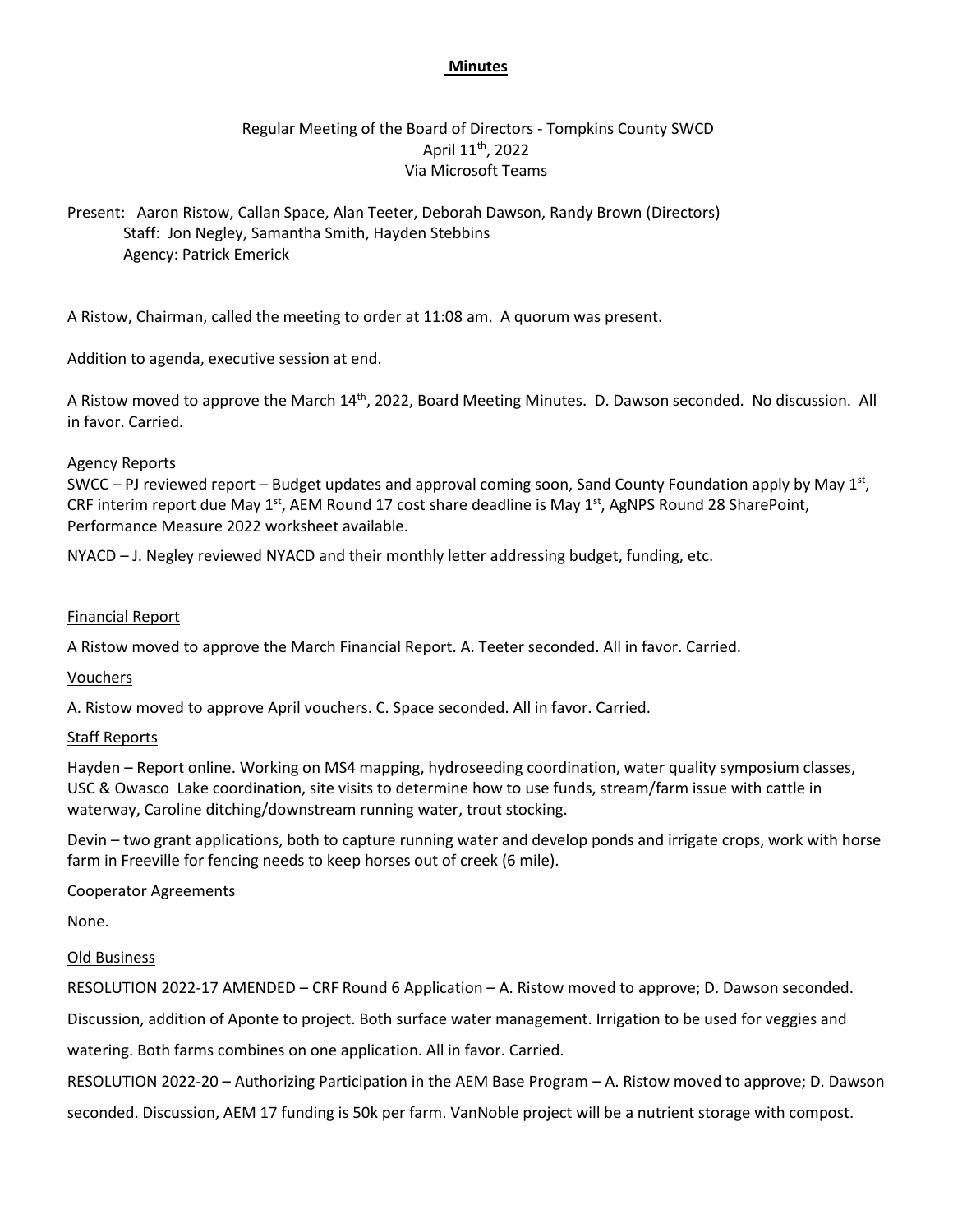**Minutes**

Regular Meeting of the Board of Directors - Tompkins County SWCD
April 11th, 2022
Via Microsoft Teams

Present: Aaron Ristow, Callan Space, Alan Teeter, Deborah Dawson, Randy Brown (Directors)
Staff: Jon Negley, Samantha Smith, Hayden Stebbins
Agency: Patrick Emerick

A Ristow, Chairman, called the meeting to order at 11:08 am. A quorum was present.

Addition to agenda, executive session at end.

A Ristow moved to approve the March 14th, 2022, Board Meeting Minutes. D. Dawson seconded. No discussion. All in favor. Carried.

Agency Reports

SWCC – PJ reviewed report – Budget updates and approval coming soon, Sand County Foundation apply by May 1st, CRF interim report due May 1st, AEM Round 17 cost share deadline is May 1st, AgNPS Round 28 SharePoint, Performance Measure 2022 worksheet available.

NYACD – J. Negley reviewed NYACD and their monthly letter addressing budget, funding, etc.

Financial Report

A Ristow moved to approve the March Financial Report. A. Teeter seconded. All in favor. Carried.

Vouchers

A. Ristow moved to approve April vouchers. C. Space seconded. All in favor. Carried.

Staff Reports

Hayden – Report online. Working on MS4 mapping, hydroseeding coordination, water quality symposium classes, USC & Owasco Lake coordination, site visits to determine how to use funds, stream/farm issue with cattle in waterway, Caroline ditching/downstream running water, trout stocking.

Devin – two grant applications, both to capture running water and develop ponds and irrigate crops, work with horse farm in Freeville for fencing needs to keep horses out of creek (6 mile).

Cooperator Agreements

None.

Old Business

RESOLUTION 2022-17 AMENDED – CRF Round 6 Application – A. Ristow moved to approve; D. Dawson seconded. Discussion, addition of Aponte to project. Both surface water management. Irrigation to be used for veggies and watering. Both farms combines on one application. All in favor. Carried.

RESOLUTION 2022-20 – Authorizing Participation in the AEM Base Program – A. Ristow moved to approve; D. Dawson seconded. Discussion, AEM 17 funding is 50k per farm. VanNoble project will be a nutrient storage with compost.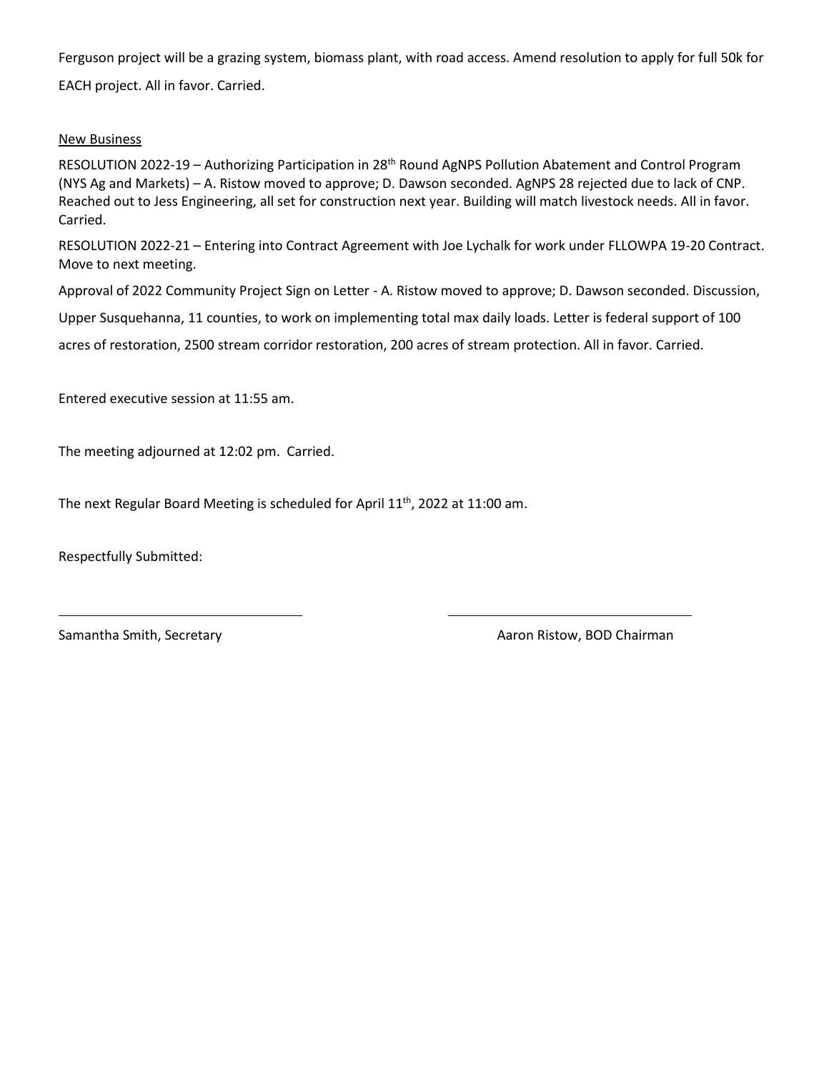Ferguson project will be a grazing system, biomass plant, with road access. Amend resolution to apply for full 50k for EACH project. All in favor. Carried.

New Business

RESOLUTION 2022-19 – Authorizing Participation in 28th Round AgNPS Pollution Abatement and Control Program (NYS Ag and Markets) – A. Ristow moved to approve; D. Dawson seconded. AgNPS 28 rejected due to lack of CNP. Reached out to Jess Engineering, all set for construction next year. Building will match livestock needs. All in favor. Carried.

RESOLUTION 2022-21 – Entering into Contract Agreement with Joe Lychalk for work under FLLOWPA 19-20 Contract. Move to next meeting.

Approval of 2022 Community Project Sign on Letter - A. Ristow moved to approve; D. Dawson seconded. Discussion, Upper Susquehanna, 11 counties, to work on implementing total max daily loads. Letter is federal support of 100 acres of restoration, 2500 stream corridor restoration, 200 acres of stream protection. All in favor. Carried.

Entered executive session at 11:55 am.

The meeting adjourned at 12:02 pm. Carried.

The next Regular Board Meeting is scheduled for April 11th, 2022 at 11:00 am.

Respectfully Submitted:

Samantha Smith, Secretary

Aaron Ristow, BOD Chairman